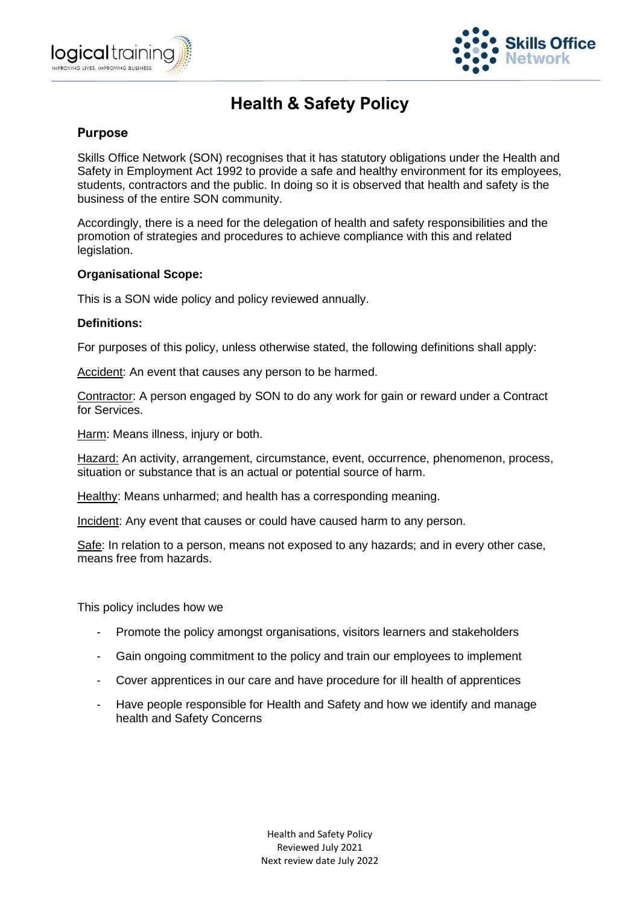# Health & Safety Policy

## Purpose

Skills Office Network (SON) recognises that it has statutory obligations under the Health and Safety in Employment Act 1992 to provide a safe and healthy environment for its employees, students, contractors and the public. In doing so it is observed that health and safety is the business of the entire SON community.

Accordingly, there is a need for the delegation of health and safety responsibilities and the promotion of strategies and procedures to achieve compliance with this and related legislation.

**Organisational Scope:**

This is a SON wide policy and policy reviewed annually.

**Definitions:**

For purposes of this policy, unless otherwise stated, the following definitions shall apply:

Accident: An event that causes any person to be harmed.

Contractor: A person engaged by SON to do any work for gain or reward under a Contract for Services.

Harm: Means illness, injury or both.

Hazard: An activity, arrangement, circumstance, event, occurrence, phenomenon, process, situation or substance that is an actual or potential source of harm.

Healthy: Means unharmed; and health has a corresponding meaning.

Incident: Any event that causes or could have caused harm to any person.

Safe: In relation to a person, means not exposed to any hazards; and in every other case, means free from hazards.

This policy includes how we

- Promote the policy amongst organisations, visitors learners and stakeholders
- Gain ongoing commitment to the policy and train our employees to implement
- Cover apprentices in our care and have procedure for ill health of apprentices
- Have people responsible for Health and Safety and how we identify and manage health and Safety Concerns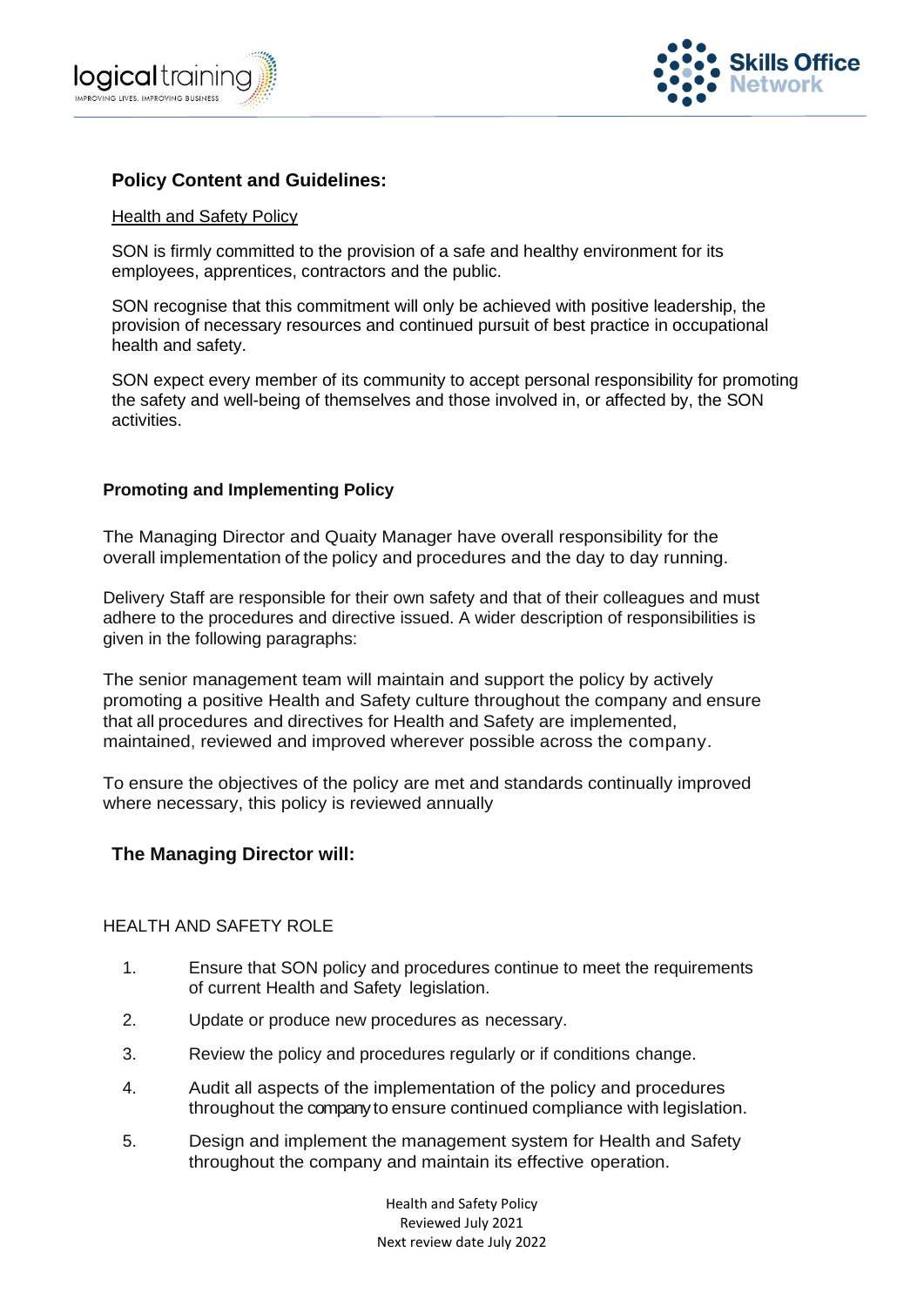## Policy Content and Guidelines:

Health and Safety Policy

SON is firmly committed to the provision of a safe and healthy environment for its employees, apprentices, contractors and the public.

SON recognise that this commitment will only be achieved with positive leadership, the provision of necessary resources and continued pursuit of best practice in occupational health and safety.

SON expect every member of its community to accept personal responsibility for promoting the safety and well-being of themselves and those involved in, or affected by, the SON activities.

### Promoting and Implementing Policy

The Managing Director and Quaity Manager have overall responsibility for the overall implementation of the policy and procedures and the day to day running.

Delivery Staff are responsible for their own safety and that of their colleagues and must adhere to the procedures and directive issued. A wider description of responsibilities is given in the following paragraphs:

The senior management team will maintain and support the policy by actively promoting a positive Health and Safety culture throughout the company and ensure that all procedures and directives for Health and Safety are implemented, maintained, reviewed and improved wherever possible across the company.

To ensure the objectives of the policy are met and standards continually improved where necessary, this policy is reviewed annually

## The Managing Director will:

HEALTH AND SAFETY ROLE

1. Ensure that SON policy and procedures continue to meet the requirements of current Health and Safety legislation.
2. Update or produce new procedures as necessary.
3. Review the policy and procedures regularly or if conditions change.
4. Audit all aspects of the implementation of the policy and procedures throughout the company to ensure continued compliance with legislation.
5. Design and implement the management system for Health and Safety throughout the company and maintain its effective operation.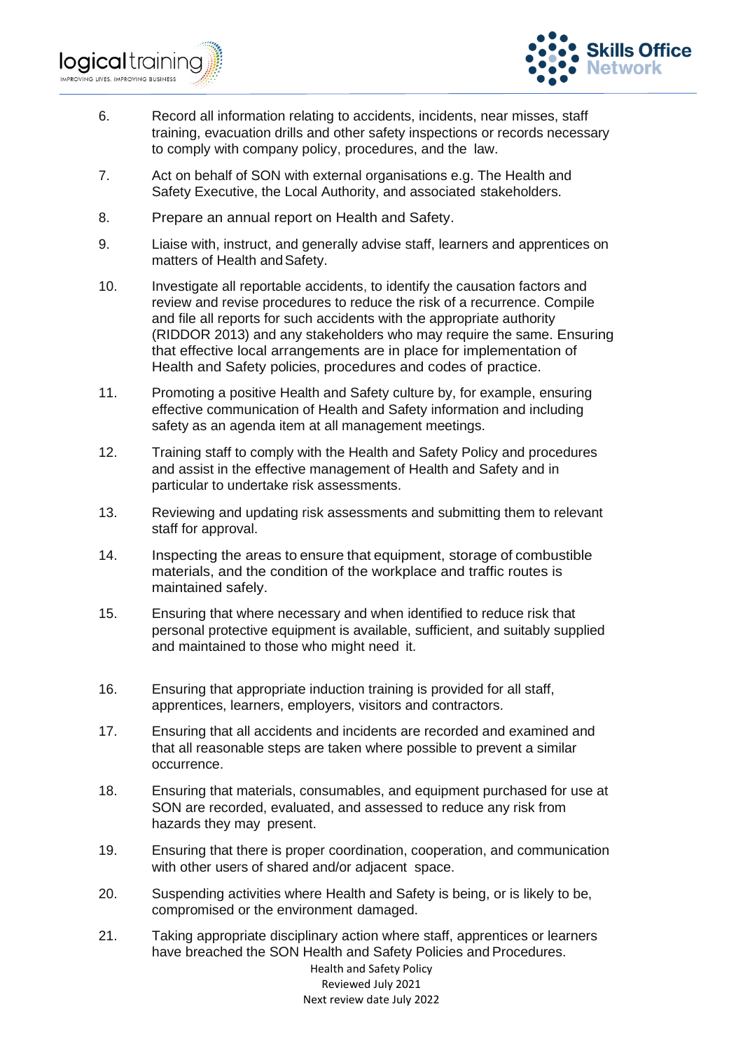6. Record all information relating to accidents, incidents, near misses, staff training, evacuation drills and other safety inspections or records necessary to comply with company policy, procedures, and the law.

7. Act on behalf of SON with external organisations e.g. The Health and Safety Executive, the Local Authority, and associated stakeholders.

8. Prepare an annual report on Health and Safety.

9. Liaise with, instruct, and generally advise staff, learners and apprentices on matters of Health and Safety.

10. Investigate all reportable accidents, to identify the causation factors and review and revise procedures to reduce the risk of a recurrence. Compile and file all reports for such accidents with the appropriate authority (RIDDOR 2013) and any stakeholders who may require the same. Ensuring that effective local arrangements are in place for implementation of Health and Safety policies, procedures and codes of practice.

11. Promoting a positive Health and Safety culture by, for example, ensuring effective communication of Health and Safety information and including safety as an agenda item at all management meetings.

12. Training staff to comply with the Health and Safety Policy and procedures and assist in the effective management of Health and Safety and in particular to undertake risk assessments.

13. Reviewing and updating risk assessments and submitting them to relevant staff for approval.

14. Inspecting the areas to ensure that equipment, storage of combustible materials, and the condition of the workplace and traffic routes is maintained safely.

15. Ensuring that where necessary and when identified to reduce risk that personal protective equipment is available, sufficient, and suitably supplied and maintained to those who might need it.

16. Ensuring that appropriate induction training is provided for all staff, apprentices, learners, employers, visitors and contractors.

17. Ensuring that all accidents and incidents are recorded and examined and that all reasonable steps are taken where possible to prevent a similar occurrence.

18. Ensuring that materials, consumables, and equipment purchased for use at SON are recorded, evaluated, and assessed to reduce any risk from hazards they may present.

19. Ensuring that there is proper coordination, cooperation, and communication with other users of shared and/or adjacent space.

20. Suspending activities where Health and Safety is being, or is likely to be, compromised or the environment damaged.

21. Taking appropriate disciplinary action where staff, apprentices or learners have breached the SON Health and Safety Policies and Procedures.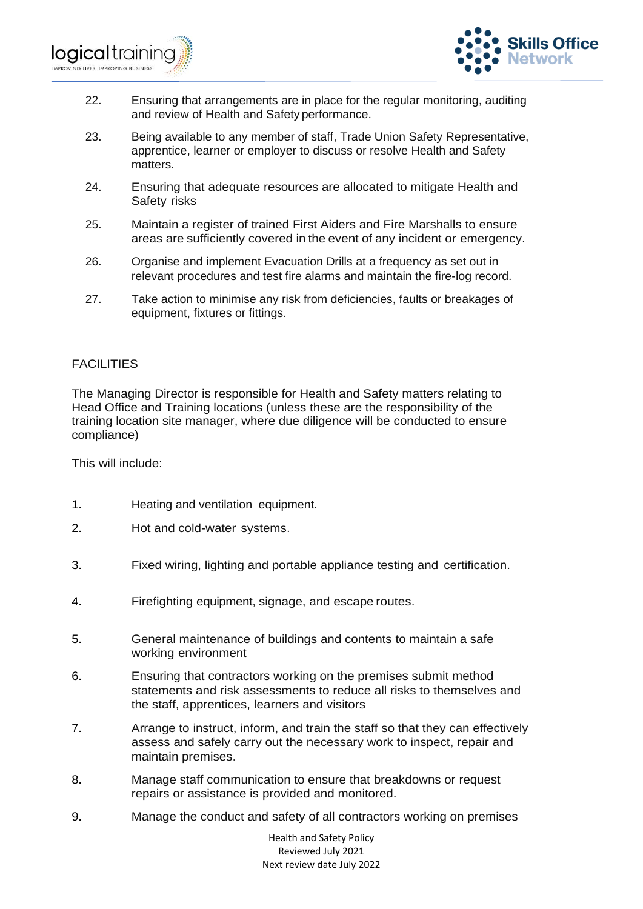22. Ensuring that arrangements are in place for the regular monitoring, auditing and review of Health and Safety performance.

23. Being available to any member of staff, Trade Union Safety Representative, apprentice, learner or employer to discuss or resolve Health and Safety matters.

24. Ensuring that adequate resources are allocated to mitigate Health and Safety risks

25. Maintain a register of trained First Aiders and Fire Marshalls to ensure areas are sufficiently covered in the event of any incident or emergency.

26. Organise and implement Evacuation Drills at a frequency as set out in relevant procedures and test fire alarms and maintain the fire-log record.

27. Take action to minimise any risk from deficiencies, faults or breakages of equipment, fixtures or fittings.

## FACILITIES

The Managing Director is responsible for Health and Safety matters relating to Head Office and Training locations (unless these are the responsibility of the training location site manager, where due diligence will be conducted to ensure compliance)

This will include:

1. Heating and ventilation equipment.

2. Hot and cold-water systems.

3. Fixed wiring, lighting and portable appliance testing and certification.

4. Firefighting equipment, signage, and escape routes.

5. General maintenance of buildings and contents to maintain a safe working environment

6. Ensuring that contractors working on the premises submit method statements and risk assessments to reduce all risks to themselves and the staff, apprentices, learners and visitors

7. Arrange to instruct, inform, and train the staff so that they can effectively assess and safely carry out the necessary work to inspect, repair and maintain premises.

8. Manage staff communication to ensure that breakdowns or request repairs or assistance is provided and monitored.

9. Manage the conduct and safety of all contractors working on premises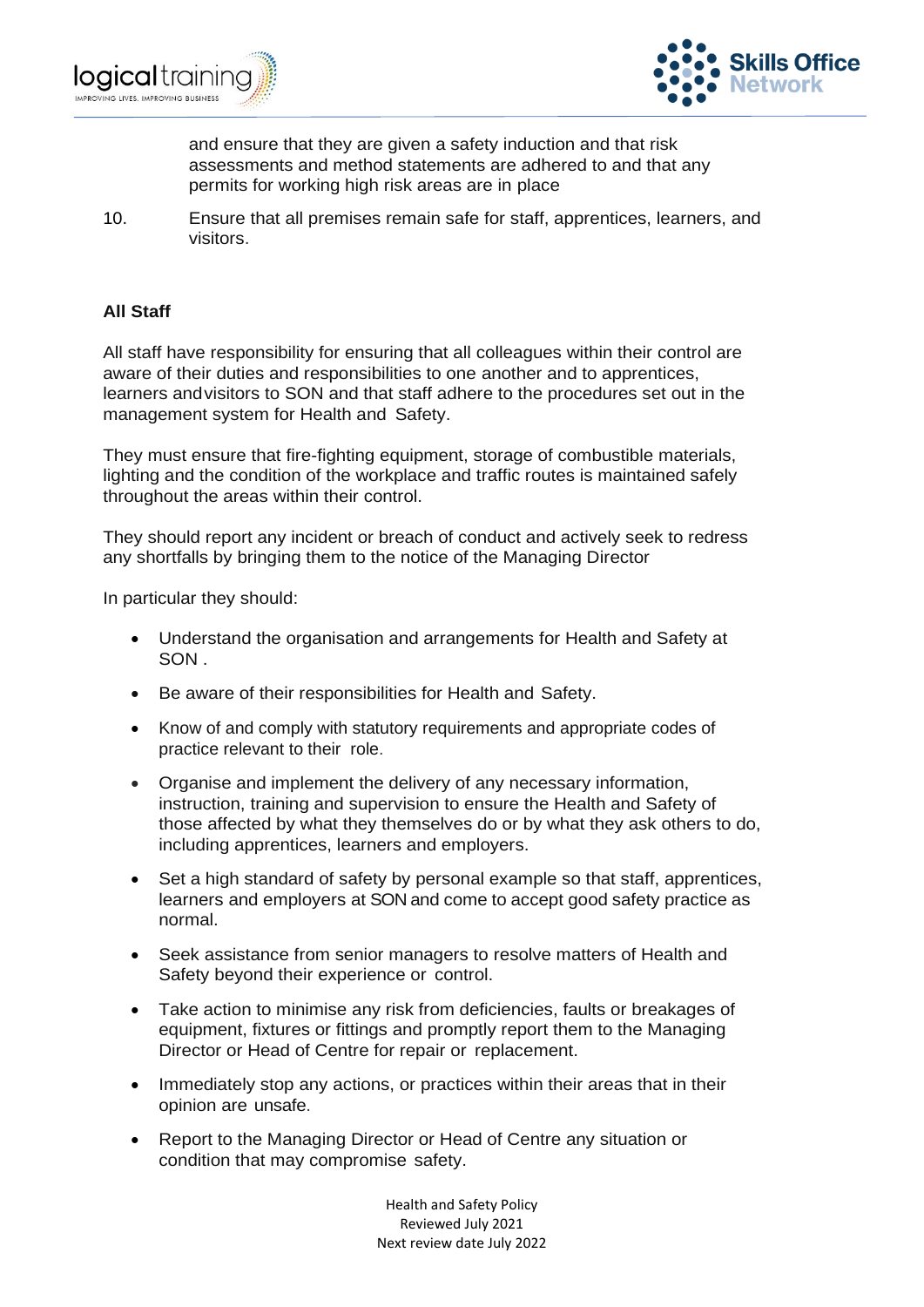and ensure that they are given a safety induction and that risk assessments and method statements are adhered to and that any permits for working high risk areas are in place

10. Ensure that all premises remain safe for staff, apprentices, learners, and visitors.

**All Staff**

All staff have responsibility for ensuring that all colleagues within their control are aware of their duties and responsibilities to one another and to apprentices, learners andvisitors to SON and that staff adhere to the procedures set out in the management system for Health and Safety.

They must ensure that fire-fighting equipment, storage of combustible materials, lighting and the condition of the workplace and traffic routes is maintained safely throughout the areas within their control.

They should report any incident or breach of conduct and actively seek to redress any shortfalls by bringing them to the notice of the Managing Director

In particular they should:

- Understand the organisation and arrangements for Health and Safety at SON .
- Be aware of their responsibilities for Health and Safety.
- Know of and comply with statutory requirements and appropriate codes of practice relevant to their role.
- Organise and implement the delivery of any necessary information, instruction, training and supervision to ensure the Health and Safety of those affected by what they themselves do or by what they ask others to do, including apprentices, learners and employers.
- Set a high standard of safety by personal example so that staff, apprentices, learners and employers at SON and come to accept good safety practice as normal.
- Seek assistance from senior managers to resolve matters of Health and Safety beyond their experience or control.
- Take action to minimise any risk from deficiencies, faults or breakages of equipment, fixtures or fittings and promptly report them to the Managing Director or Head of Centre for repair or replacement.
- Immediately stop any actions, or practices within their areas that in their opinion are unsafe.
- Report to the Managing Director or Head of Centre any situation or condition that may compromise safety.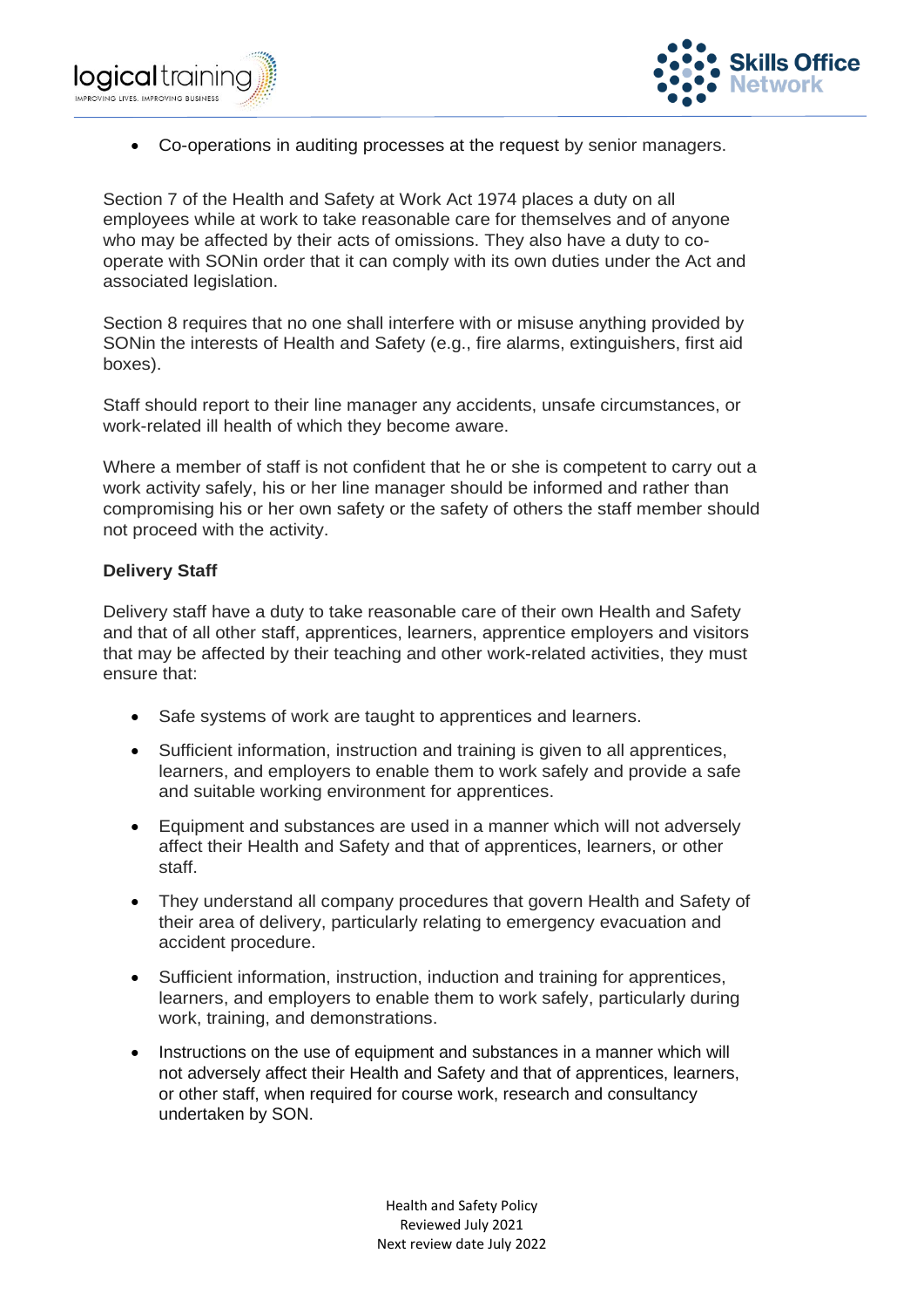- Co-operations in auditing processes at the request by senior managers.

Section 7 of the Health and Safety at Work Act 1974 places a duty on all employees while at work to take reasonable care for themselves and of anyone who may be affected by their acts of omissions. They also have a duty to co-operate with SONin order that it can comply with its own duties under the Act and associated legislation.

Section 8 requires that no one shall interfere with or misuse anything provided by SONin the interests of Health and Safety (e.g., fire alarms, extinguishers, first aid boxes).

Staff should report to their line manager any accidents, unsafe circumstances, or work-related ill health of which they become aware.

Where a member of staff is not confident that he or she is competent to carry out a work activity safely, his or her line manager should be informed and rather than compromising his or her own safety or the safety of others the staff member should not proceed with the activity.

**Delivery Staff**

Delivery staff have a duty to take reasonable care of their own Health and Safety and that of all other staff, apprentices, learners, apprentice employers and visitors that may be affected by their teaching and other work-related activities, they must ensure that:

- Safe systems of work are taught to apprentices and learners.
- Sufficient information, instruction and training is given to all apprentices, learners, and employers to enable them to work safely and provide a safe and suitable working environment for apprentices.
- Equipment and substances are used in a manner which will not adversely affect their Health and Safety and that of apprentices, learners, or other staff.
- They understand all company procedures that govern Health and Safety of their area of delivery, particularly relating to emergency evacuation and accident procedure.
- Sufficient information, instruction, induction and training for apprentices, learners, and employers to enable them to work safely, particularly during work, training, and demonstrations.
- Instructions on the use of equipment and substances in a manner which will not adversely affect their Health and Safety and that of apprentices, learners, or other staff, when required for course work, research and consultancy undertaken by SON.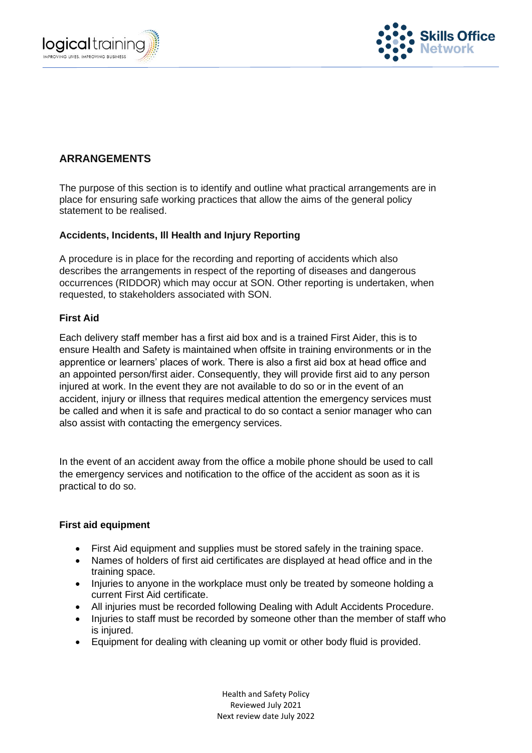## ARRANGEMENTS

The purpose of this section is to identify and outline what practical arrangements are in place for ensuring safe working practices that allow the aims of the general policy statement to be realised.

### Accidents, Incidents, Ill Health and Injury Reporting

A procedure is in place for the recording and reporting of accidents which also describes the arrangements in respect of the reporting of diseases and dangerous occurrences (RIDDOR) which may occur at SON. Other reporting is undertaken, when requested, to stakeholders associated with SON.

### First Aid

Each delivery staff member has a first aid box and is a trained First Aider, this is to ensure Health and Safety is maintained when offsite in training environments or in the apprentice or learners' places of work. There is also a first aid box at head office and an appointed person/first aider. Consequently, they will provide first aid to any person injured at work. In the event they are not available to do so or in the event of an accident, injury or illness that requires medical attention the emergency services must be called and when it is safe and practical to do so contact a senior manager who can also assist with contacting the emergency services.

In the event of an accident away from the office a mobile phone should be used to call the emergency services and notification to the office of the accident as soon as it is practical to do so.

### First aid equipment

- First Aid equipment and supplies must be stored safely in the training space.
- Names of holders of first aid certificates are displayed at head office and in the training space.
- Injuries to anyone in the workplace must only be treated by someone holding a current First Aid certificate.
- All injuries must be recorded following Dealing with Adult Accidents Procedure.
- Injuries to staff must be recorded by someone other than the member of staff who is injured.
- Equipment for dealing with cleaning up vomit or other body fluid is provided.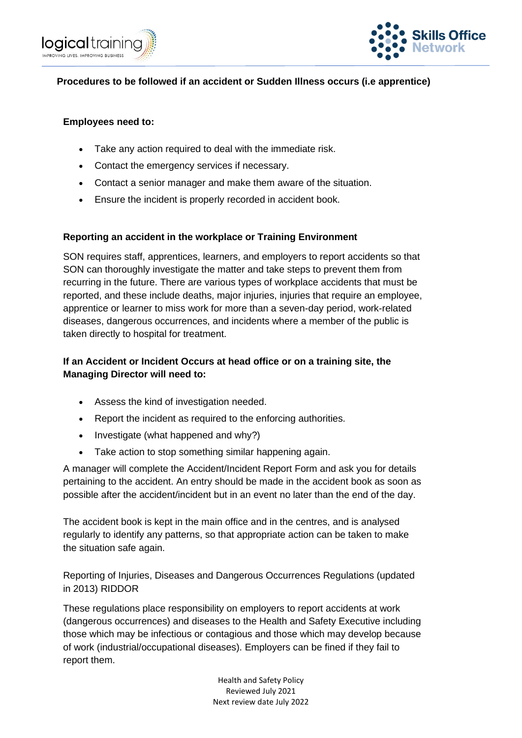**Procedures to be followed if an accident or Sudden Illness occurs (i.e apprentice)**

**Employees need to:**

- Take any action required to deal with the immediate risk.
- Contact the emergency services if necessary.
- Contact a senior manager and make them aware of the situation.
- Ensure the incident is properly recorded in accident book.

**Reporting an accident in the workplace or Training Environment**

SON requires staff, apprentices, learners, and employers to report accidents so that SON can thoroughly investigate the matter and take steps to prevent them from recurring in the future. There are various types of workplace accidents that must be reported, and these include deaths, major injuries, injuries that require an employee, apprentice or learner to miss work for more than a seven-day period, work-related diseases, dangerous occurrences, and incidents where a member of the public is taken directly to hospital for treatment.

**If an Accident or Incident Occurs at head office or on a training site, the Managing Director will need to:**

- Assess the kind of investigation needed.
- Report the incident as required to the enforcing authorities.
- Investigate (what happened and why?)
- Take action to stop something similar happening again.

A manager will complete the Accident/Incident Report Form and ask you for details pertaining to the accident. An entry should be made in the accident book as soon as possible after the accident/incident but in an event no later than the end of the day.

The accident book is kept in the main office and in the centres, and is analysed regularly to identify any patterns, so that appropriate action can be taken to make the situation safe again.

Reporting of Injuries, Diseases and Dangerous Occurrences Regulations (updated in 2013) RIDDOR

These regulations place responsibility on employers to report accidents at work (dangerous occurrences) and diseases to the Health and Safety Executive including those which may be infectious or contagious and those which may develop because of work (industrial/occupational diseases). Employers can be fined if they fail to report them.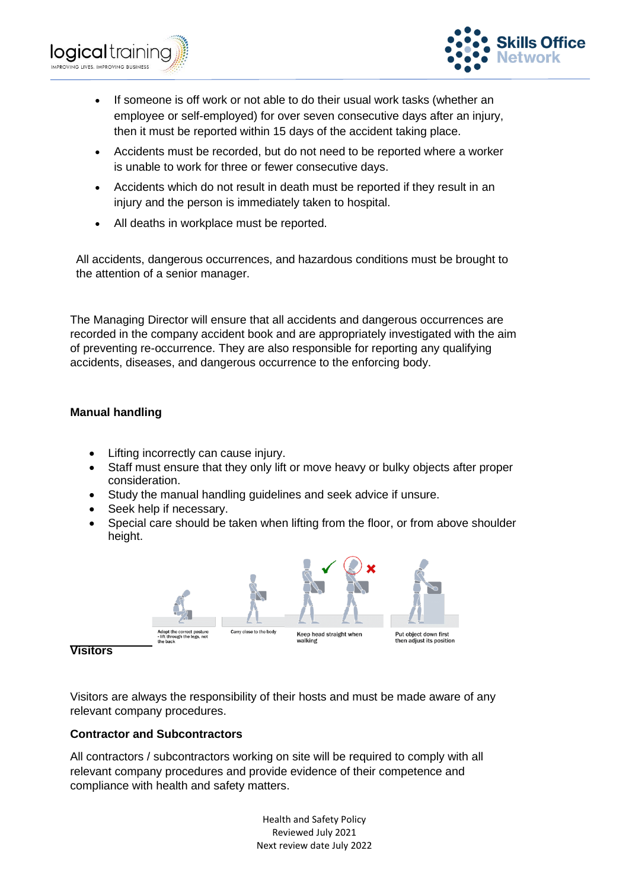- If someone is off work or not able to do their usual work tasks (whether an employee or self-employed) for over seven consecutive days after an injury, then it must be reported within 15 days of the accident taking place.
- Accidents must be recorded, but do not need to be reported where a worker is unable to work for three or fewer consecutive days.
- Accidents which do not result in death must be reported if they result in an injury and the person is immediately taken to hospital.
- All deaths in workplace must be reported.

All accidents, dangerous occurrences, and hazardous conditions must be brought to the attention of a senior manager.

The Managing Director will ensure that all accidents and dangerous occurrences are recorded in the company accident book and are appropriately investigated with the aim of preventing re-occurrence. They are also responsible for reporting any qualifying accidents, diseases, and dangerous occurrence to the enforcing body.

**Manual handling**

- Lifting incorrectly can cause injury.
- Staff must ensure that they only lift or move heavy or bulky objects after proper consideration.
- Study the manual handling guidelines and seek advice if unsure.
- Seek help if necessary.
- Special care should be taken when lifting from the floor, or from above shoulder height.

Adopt the correct posture - lift through the legs, not the back

Carry close to the body

Keep head straight when walking

Put object down first then adjust its position

**Visitors**

Visitors are always the responsibility of their hosts and must be made aware of any relevant company procedures.

**Contractor and Subcontractors**

All contractors / subcontractors working on site will be required to comply with all relevant company procedures and provide evidence of their competence and compliance with health and safety matters.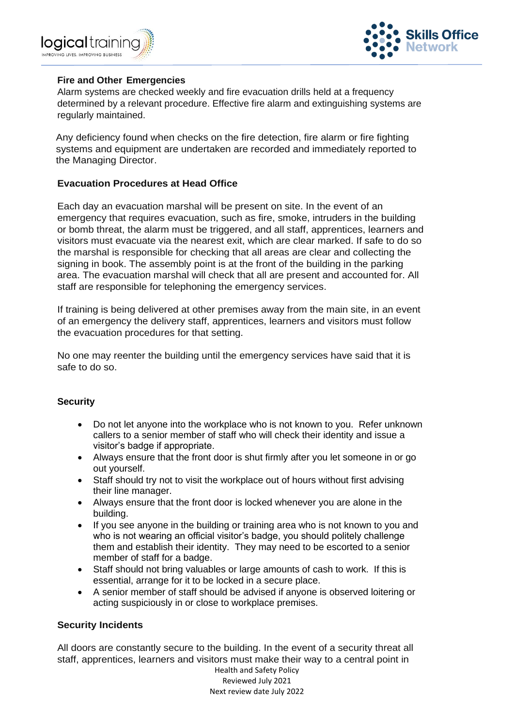**Fire and Other Emergencies**

Alarm systems are checked weekly and fire evacuation drills held at a frequency determined by a relevant procedure. Effective fire alarm and extinguishing systems are regularly maintained.

Any deficiency found when checks on the fire detection, fire alarm or fire fighting systems and equipment are undertaken are recorded and immediately reported to the Managing Director.

**Evacuation Procedures at Head Office**

Each day an evacuation marshal will be present on site. In the event of an emergency that requires evacuation, such as fire, smoke, intruders in the building or bomb threat, the alarm must be triggered, and all staff, apprentices, learners and visitors must evacuate via the nearest exit, which are clear marked. If safe to do so the marshal is responsible for checking that all areas are clear and collecting the signing in book. The assembly point is at the front of the building in the parking area. The evacuation marshal will check that all are present and accounted for. All staff are responsible for telephoning the emergency services.

If training is being delivered at other premises away from the main site, in an event of an emergency the delivery staff, apprentices, learners and visitors must follow the evacuation procedures for that setting.

No one may reenter the building until the emergency services have said that it is safe to do so.

**Security**

- Do not let anyone into the workplace who is not known to you. Refer unknown callers to a senior member of staff who will check their identity and issue a visitor's badge if appropriate.
- Always ensure that the front door is shut firmly after you let someone in or go out yourself.
- Staff should try not to visit the workplace out of hours without first advising their line manager.
- Always ensure that the front door is locked whenever you are alone in the building.
- If you see anyone in the building or training area who is not known to you and who is not wearing an official visitor's badge, you should politely challenge them and establish their identity. They may need to be escorted to a senior member of staff for a badge.
- Staff should not bring valuables or large amounts of cash to work. If this is essential, arrange for it to be locked in a secure place.
- A senior member of staff should be advised if anyone is observed loitering or acting suspiciously in or close to workplace premises.

**Security Incidents**

All doors are constantly secure to the building. In the event of a security threat all staff, apprentices, learners and visitors must make their way to a central point in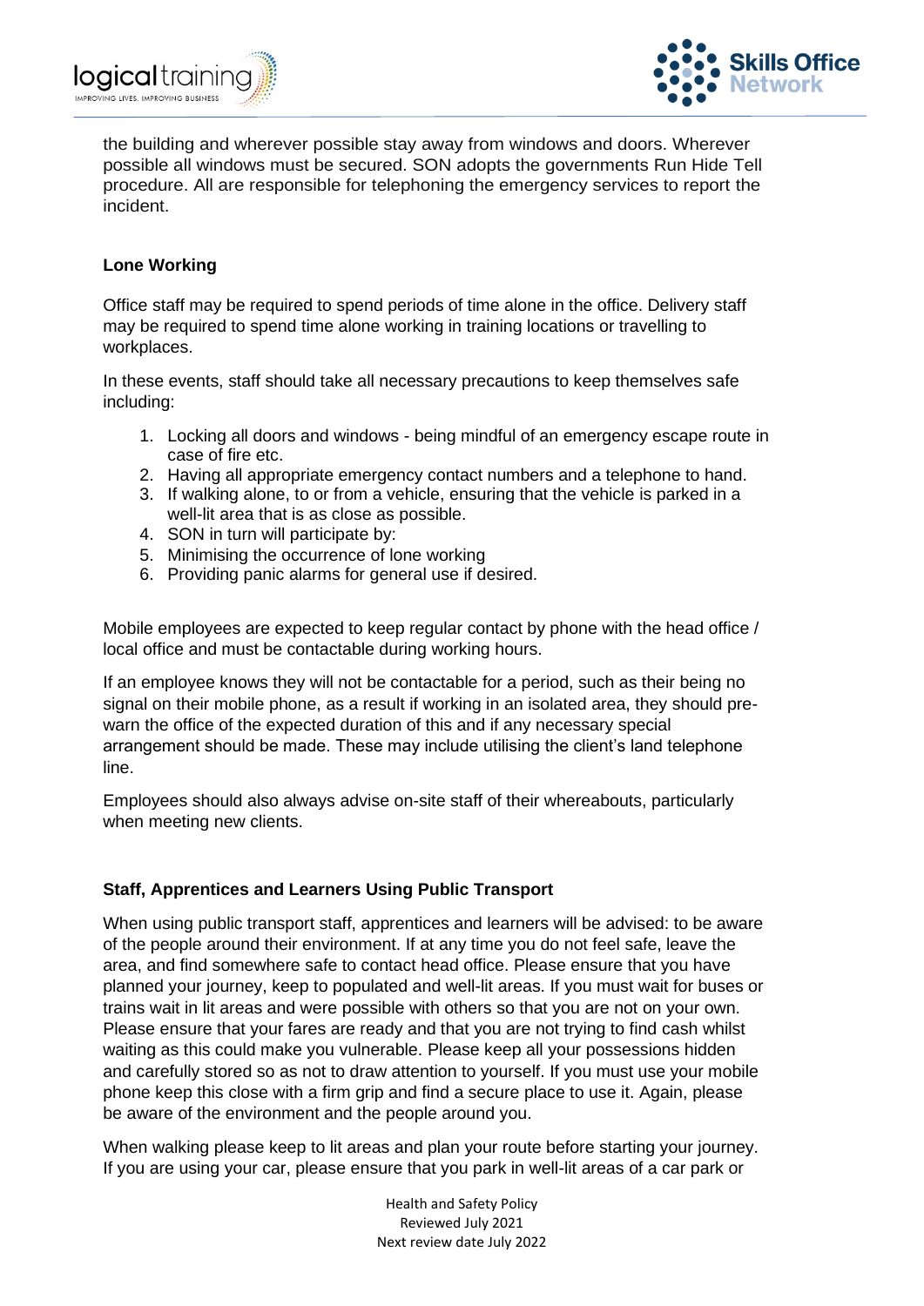the building and wherever possible stay away from windows and doors. Wherever possible all windows must be secured. SON adopts the governments Run Hide Tell procedure. All are responsible for telephoning the emergency services to report the incident.

**Lone Working**

Office staff may be required to spend periods of time alone in the office. Delivery staff may be required to spend time alone working in training locations or travelling to workplaces.

In these events, staff should take all necessary precautions to keep themselves safe including:

1. Locking all doors and windows - being mindful of an emergency escape route in case of fire etc.
2. Having all appropriate emergency contact numbers and a telephone to hand.
3. If walking alone, to or from a vehicle, ensuring that the vehicle is parked in a well-lit area that is as close as possible.
4. SON in turn will participate by:
5. Minimising the occurrence of lone working
6. Providing panic alarms for general use if desired.

Mobile employees are expected to keep regular contact by phone with the head office / local office and must be contactable during working hours.

If an employee knows they will not be contactable for a period, such as their being no signal on their mobile phone, as a result if working in an isolated area, they should pre-warn the office of the expected duration of this and if any necessary special arrangement should be made. These may include utilising the client's land telephone line.

Employees should also always advise on-site staff of their whereabouts, particularly when meeting new clients.

**Staff, Apprentices and Learners Using Public Transport**

When using public transport staff, apprentices and learners will be advised: to be aware of the people around their environment. If at any time you do not feel safe, leave the area, and find somewhere safe to contact head office. Please ensure that you have planned your journey, keep to populated and well-lit areas. If you must wait for buses or trains wait in lit areas and were possible with others so that you are not on your own. Please ensure that your fares are ready and that you are not trying to find cash whilst waiting as this could make you vulnerable. Please keep all your possessions hidden and carefully stored so as not to draw attention to yourself. If you must use your mobile phone keep this close with a firm grip and find a secure place to use it. Again, please be aware of the environment and the people around you.

When walking please keep to lit areas and plan your route before starting your journey. If you are using your car, please ensure that you park in well-lit areas of a car park or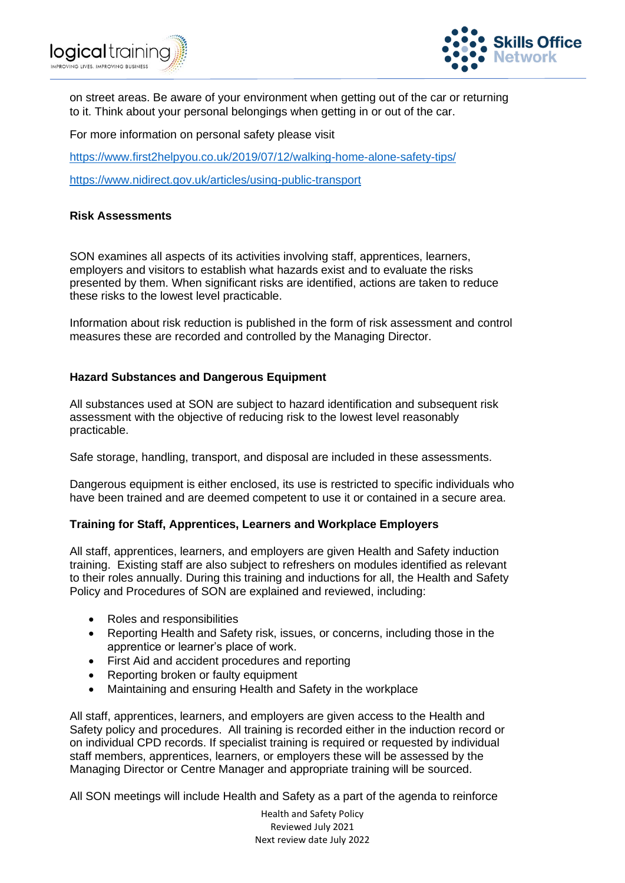on street areas. Be aware of your environment when getting out of the car or returning to it. Think about your personal belongings when getting in or out of the car.

For more information on personal safety please visit

https://www.first2helpyou.co.uk/2019/07/12/walking-home-alone-safety-tips/

https://www.nidirect.gov.uk/articles/using-public-transport

**Risk Assessments**

SON examines all aspects of its activities involving staff, apprentices, learners, employers and visitors to establish what hazards exist and to evaluate the risks presented by them. When significant risks are identified, actions are taken to reduce these risks to the lowest level practicable.

Information about risk reduction is published in the form of risk assessment and control measures these are recorded and controlled by the Managing Director.

**Hazard Substances and Dangerous Equipment**

All substances used at SON are subject to hazard identification and subsequent risk assessment with the objective of reducing risk to the lowest level reasonably practicable.

Safe storage, handling, transport, and disposal are included in these assessments.

Dangerous equipment is either enclosed, its use is restricted to specific individuals who have been trained and are deemed competent to use it or contained in a secure area.

**Training for Staff, Apprentices, Learners and Workplace Employers**

All staff, apprentices, learners, and employers are given Health and Safety induction training. Existing staff are also subject to refreshers on modules identified as relevant to their roles annually. During this training and inductions for all, the Health and Safety Policy and Procedures of SON are explained and reviewed, including:

- Roles and responsibilities
- Reporting Health and Safety risk, issues, or concerns, including those in the apprentice or learner's place of work.
- First Aid and accident procedures and reporting
- Reporting broken or faulty equipment
- Maintaining and ensuring Health and Safety in the workplace

All staff, apprentices, learners, and employers are given access to the Health and Safety policy and procedures. All training is recorded either in the induction record or on individual CPD records. If specialist training is required or requested by individual staff members, apprentices, learners, or employers these will be assessed by the Managing Director or Centre Manager and appropriate training will be sourced.

All SON meetings will include Health and Safety as a part of the agenda to reinforce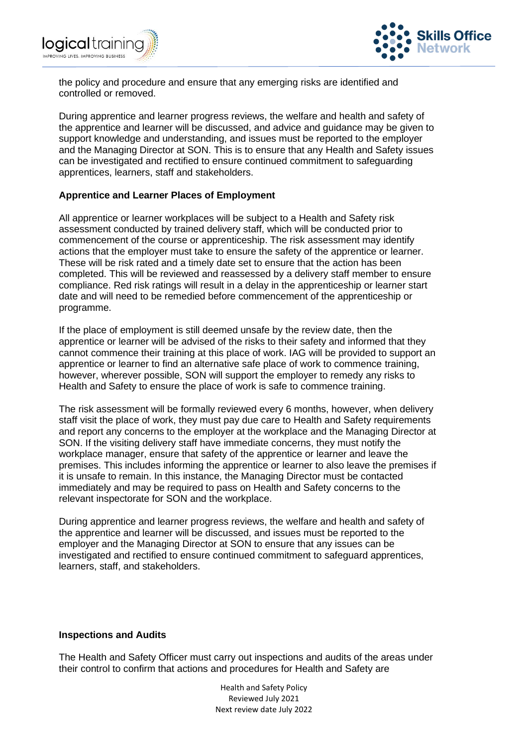the policy and procedure and ensure that any emerging risks are identified and controlled or removed.

During apprentice and learner progress reviews, the welfare and health and safety of the apprentice and learner will be discussed, and advice and guidance may be given to support knowledge and understanding, and issues must be reported to the employer and the Managing Director at SON. This is to ensure that any Health and Safety issues can be investigated and rectified to ensure continued commitment to safeguarding apprentices, learners, staff and stakeholders.

**Apprentice and Learner Places of Employment**

All apprentice or learner workplaces will be subject to a Health and Safety risk assessment conducted by trained delivery staff, which will be conducted prior to commencement of the course or apprenticeship. The risk assessment may identify actions that the employer must take to ensure the safety of the apprentice or learner. These will be risk rated and a timely date set to ensure that the action has been completed. This will be reviewed and reassessed by a delivery staff member to ensure compliance. Red risk ratings will result in a delay in the apprenticeship or learner start date and will need to be remedied before commencement of the apprenticeship or programme.

If the place of employment is still deemed unsafe by the review date, then the apprentice or learner will be advised of the risks to their safety and informed that they cannot commence their training at this place of work. IAG will be provided to support an apprentice or learner to find an alternative safe place of work to commence training, however, wherever possible, SON will support the employer to remedy any risks to Health and Safety to ensure the place of work is safe to commence training.

The risk assessment will be formally reviewed every 6 months, however, when delivery staff visit the place of work, they must pay due care to Health and Safety requirements and report any concerns to the employer at the workplace and the Managing Director at SON. If the visiting delivery staff have immediate concerns, they must notify the workplace manager, ensure that safety of the apprentice or learner and leave the premises. This includes informing the apprentice or learner to also leave the premises if it is unsafe to remain. In this instance, the Managing Director must be contacted immediately and may be required to pass on Health and Safety concerns to the relevant inspectorate for SON and the workplace.

During apprentice and learner progress reviews, the welfare and health and safety of the apprentice and learner will be discussed, and issues must be reported to the employer and the Managing Director at SON to ensure that any issues can be investigated and rectified to ensure continued commitment to safeguard apprentices, learners, staff, and stakeholders.

**Inspections and Audits**

The Health and Safety Officer must carry out inspections and audits of the areas under their control to confirm that actions and procedures for Health and Safety are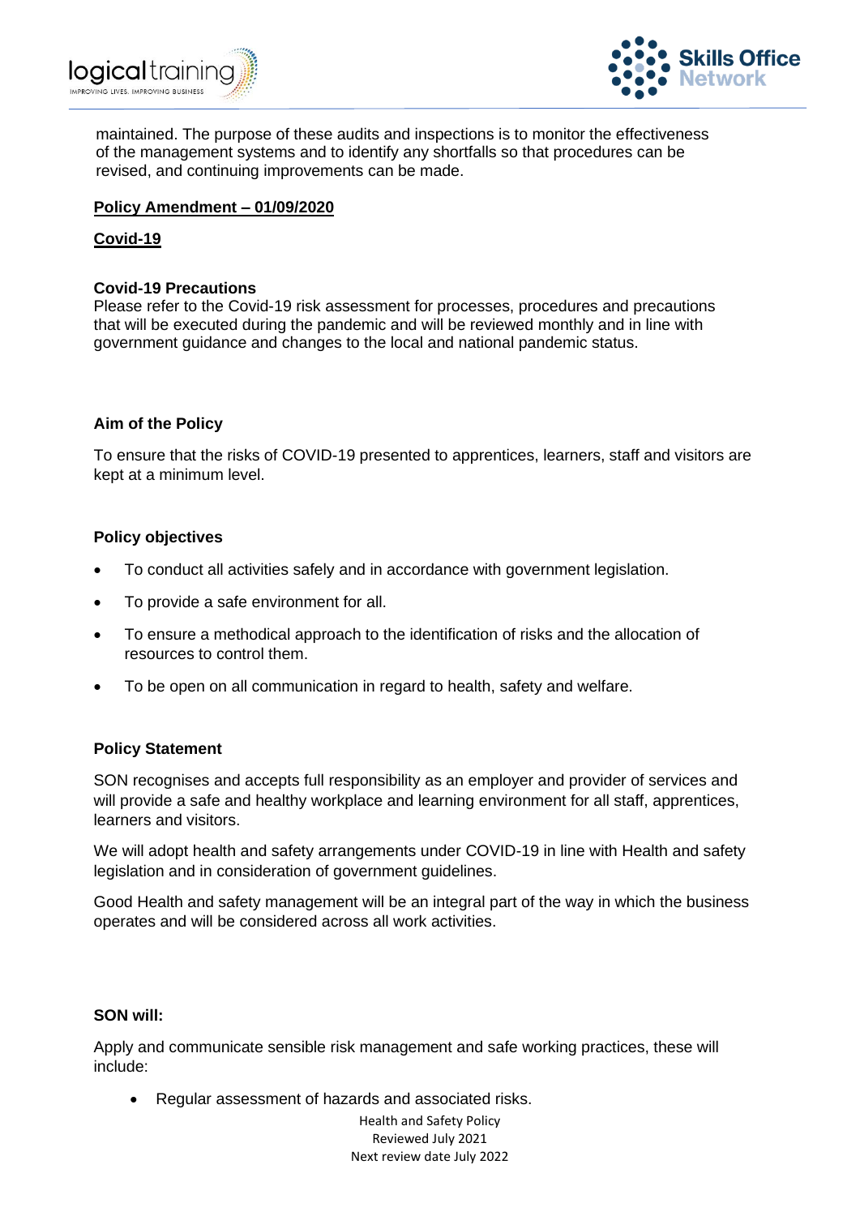maintained. The purpose of these audits and inspections is to monitor the effectiveness of the management systems and to identify any shortfalls so that procedures can be revised, and continuing improvements can be made.

**Policy Amendment – 01/09/2020**

**Covid-19**

**Covid-19 Precautions**

Please refer to the Covid-19 risk assessment for processes, procedures and precautions that will be executed during the pandemic and will be reviewed monthly and in line with government guidance and changes to the local and national pandemic status.

**Aim of the Policy**

To ensure that the risks of COVID-19 presented to apprentices, learners, staff and visitors are kept at a minimum level.

**Policy objectives**

- To conduct all activities safely and in accordance with government legislation.
- To provide a safe environment for all.
- To ensure a methodical approach to the identification of risks and the allocation of resources to control them.
- To be open on all communication in regard to health, safety and welfare.

**Policy Statement**

SON recognises and accepts full responsibility as an employer and provider of services and will provide a safe and healthy workplace and learning environment for all staff, apprentices, learners and visitors.

We will adopt health and safety arrangements under COVID-19 in line with Health and safety legislation and in consideration of government guidelines.

Good Health and safety management will be an integral part of the way in which the business operates and will be considered across all work activities.

**SON will:**

Apply and communicate sensible risk management and safe working practices, these will include:

- Regular assessment of hazards and associated risks.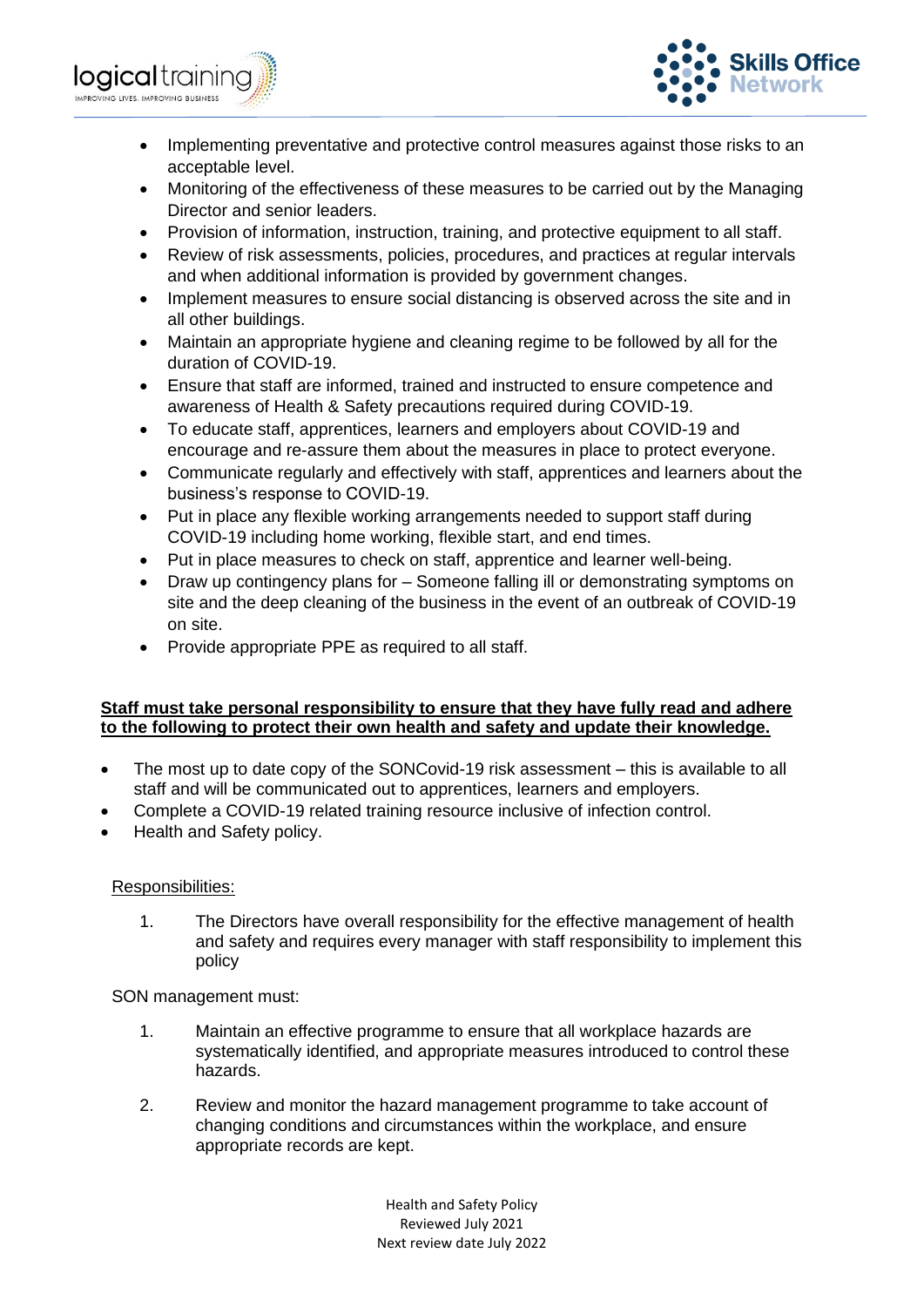- Implementing preventative and protective control measures against those risks to an acceptable level.
- Monitoring of the effectiveness of these measures to be carried out by the Managing Director and senior leaders.
- Provision of information, instruction, training, and protective equipment to all staff.
- Review of risk assessments, policies, procedures, and practices at regular intervals and when additional information is provided by government changes.
- Implement measures to ensure social distancing is observed across the site and in all other buildings.
- Maintain an appropriate hygiene and cleaning regime to be followed by all for the duration of COVID-19.
- Ensure that staff are informed, trained and instructed to ensure competence and awareness of Health & Safety precautions required during COVID-19.
- To educate staff, apprentices, learners and employers about COVID-19 and encourage and re-assure them about the measures in place to protect everyone.
- Communicate regularly and effectively with staff, apprentices and learners about the business's response to COVID-19.
- Put in place any flexible working arrangements needed to support staff during COVID-19 including home working, flexible start, and end times.
- Put in place measures to check on staff, apprentice and learner well-being.
- Draw up contingency plans for – Someone falling ill or demonstrating symptoms on site and the deep cleaning of the business in the event of an outbreak of COVID-19 on site.
- Provide appropriate PPE as required to all staff.

**Staff must take personal responsibility to ensure that they have fully read and adhere to the following to protect their own health and safety and update their knowledge.**

- The most up to date copy of the SONCovid-19 risk assessment – this is available to all staff and will be communicated out to apprentices, learners and employers.
- Complete a COVID-19 related training resource inclusive of infection control.
- Health and Safety policy.

Responsibilities:

1. The Directors have overall responsibility for the effective management of health and safety and requires every manager with staff responsibility to implement this policy

SON management must:

1. Maintain an effective programme to ensure that all workplace hazards are systematically identified, and appropriate measures introduced to control these hazards.
2. Review and monitor the hazard management programme to take account of changing conditions and circumstances within the workplace, and ensure appropriate records are kept.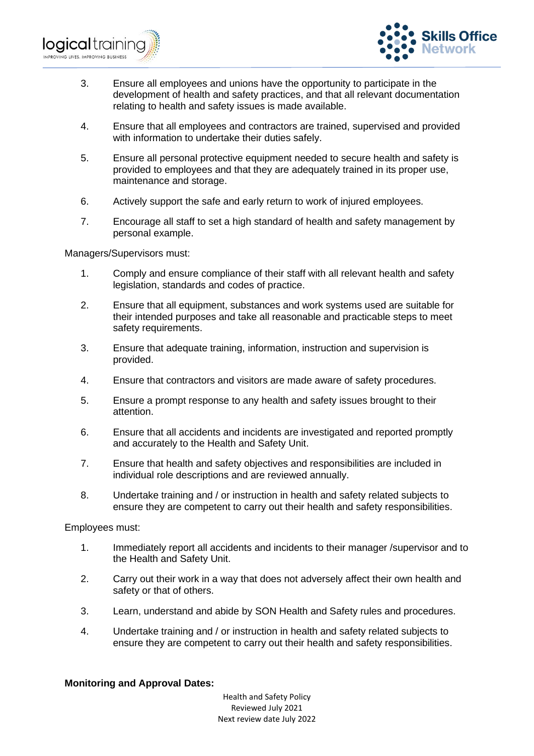3. Ensure all employees and unions have the opportunity to participate in the development of health and safety practices, and that all relevant documentation relating to health and safety issues is made available.

4. Ensure that all employees and contractors are trained, supervised and provided with information to undertake their duties safely.

5. Ensure all personal protective equipment needed to secure health and safety is provided to employees and that they are adequately trained in its proper use, maintenance and storage.

6. Actively support the safe and early return to work of injured employees.

7. Encourage all staff to set a high standard of health and safety management by personal example.

Managers/Supervisors must:

1. Comply and ensure compliance of their staff with all relevant health and safety legislation, standards and codes of practice.

2. Ensure that all equipment, substances and work systems used are suitable for their intended purposes and take all reasonable and practicable steps to meet safety requirements.

3. Ensure that adequate training, information, instruction and supervision is provided.

4. Ensure that contractors and visitors are made aware of safety procedures.

5. Ensure a prompt response to any health and safety issues brought to their attention.

6. Ensure that all accidents and incidents are investigated and reported promptly and accurately to the Health and Safety Unit.

7. Ensure that health and safety objectives and responsibilities are included in individual role descriptions and are reviewed annually.

8. Undertake training and / or instruction in health and safety related subjects to ensure they are competent to carry out their health and safety responsibilities.

Employees must:

1. Immediately report all accidents and incidents to their manager /supervisor and to the Health and Safety Unit.

2. Carry out their work in a way that does not adversely affect their own health and safety or that of others.

3. Learn, understand and abide by SON Health and Safety rules and procedures.

4. Undertake training and / or instruction in health and safety related subjects to ensure they are competent to carry out their health and safety responsibilities.

**Monitoring and Approval Dates:**

Health and Safety Policy
Reviewed July 2021
Next review date July 2022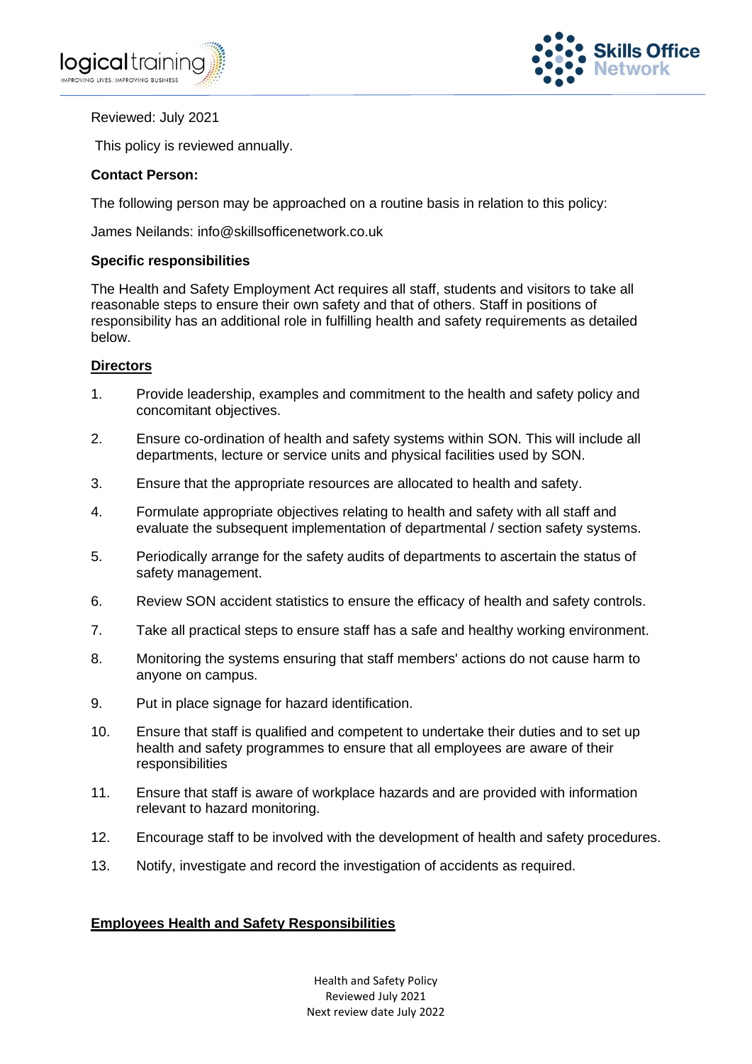Reviewed: July 2021

This policy is reviewed annually.

**Contact Person:**

The following person may be approached on a routine basis in relation to this policy:

James Neilands: info@skillsofficenetwork.co.uk

**Specific responsibilities**

The Health and Safety Employment Act requires all staff, students and visitors to take all reasonable steps to ensure their own safety and that of others. Staff in positions of responsibility has an additional role in fulfilling health and safety requirements as detailed below.

**Directors**

1. Provide leadership, examples and commitment to the health and safety policy and concomitant objectives.
2. Ensure co-ordination of health and safety systems within SON. This will include all departments, lecture or service units and physical facilities used by SON.
3. Ensure that the appropriate resources are allocated to health and safety.
4. Formulate appropriate objectives relating to health and safety with all staff and evaluate the subsequent implementation of departmental / section safety systems.
5. Periodically arrange for the safety audits of departments to ascertain the status of safety management.
6. Review SON accident statistics to ensure the efficacy of health and safety controls.
7. Take all practical steps to ensure staff has a safe and healthy working environment.
8. Monitoring the systems ensuring that staff members' actions do not cause harm to anyone on campus.
9. Put in place signage for hazard identification.
10. Ensure that staff is qualified and competent to undertake their duties and to set up health and safety programmes to ensure that all employees are aware of their responsibilities
11. Ensure that staff is aware of workplace hazards and are provided with information relevant to hazard monitoring.
12. Encourage staff to be involved with the development of health and safety procedures.
13. Notify, investigate and record the investigation of accidents as required.

**Employees Health and Safety Responsibilities**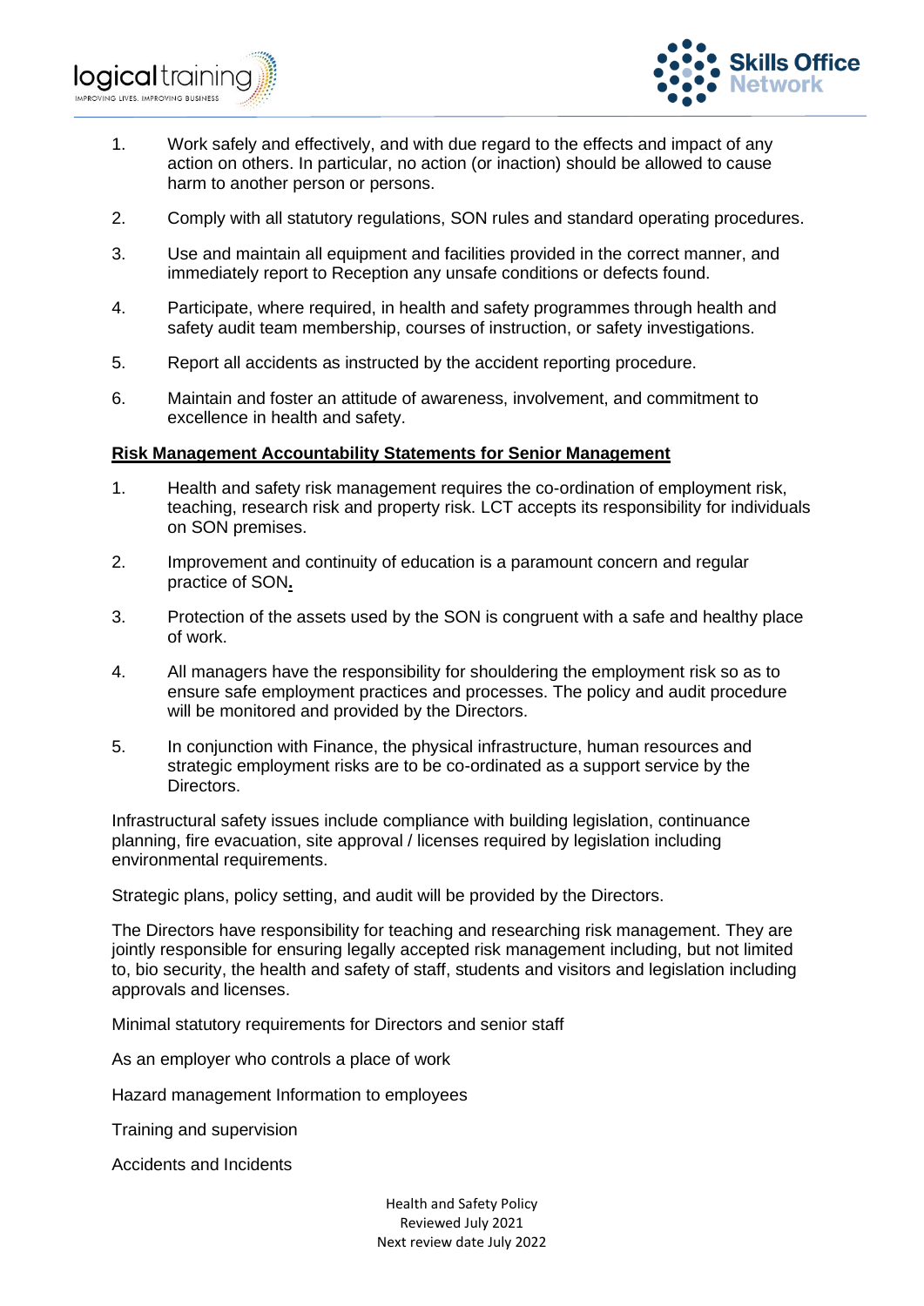1. Work safely and effectively, and with due regard to the effects and impact of any action on others. In particular, no action (or inaction) should be allowed to cause harm to another person or persons.

2. Comply with all statutory regulations, SON rules and standard operating procedures.

3. Use and maintain all equipment and facilities provided in the correct manner, and immediately report to Reception any unsafe conditions or defects found.

4. Participate, where required, in health and safety programmes through health and safety audit team membership, courses of instruction, or safety investigations.

5. Report all accidents as instructed by the accident reporting procedure.

6. Maintain and foster an attitude of awareness, involvement, and commitment to excellence in health and safety.

**Risk Management Accountability Statements for Senior Management**

1. Health and safety risk management requires the co-ordination of employment risk, teaching, research risk and property risk. LCT accepts its responsibility for individuals on SON premises.

2. Improvement and continuity of education is a paramount concern and regular practice of SON.

3. Protection of the assets used by the SON is congruent with a safe and healthy place of work.

4. All managers have the responsibility for shouldering the employment risk so as to ensure safe employment practices and processes. The policy and audit procedure will be monitored and provided by the Directors.

5. In conjunction with Finance, the physical infrastructure, human resources and strategic employment risks are to be co-ordinated as a support service by the Directors.

Infrastructural safety issues include compliance with building legislation, continuance planning, fire evacuation, site approval / licenses required by legislation including environmental requirements.

Strategic plans, policy setting, and audit will be provided by the Directors.

The Directors have responsibility for teaching and researching risk management. They are jointly responsible for ensuring legally accepted risk management including, but not limited to, bio security, the health and safety of staff, students and visitors and legislation including approvals and licenses.

Minimal statutory requirements for Directors and senior staff

As an employer who controls a place of work

Hazard management Information to employees

Training and supervision

Accidents and Incidents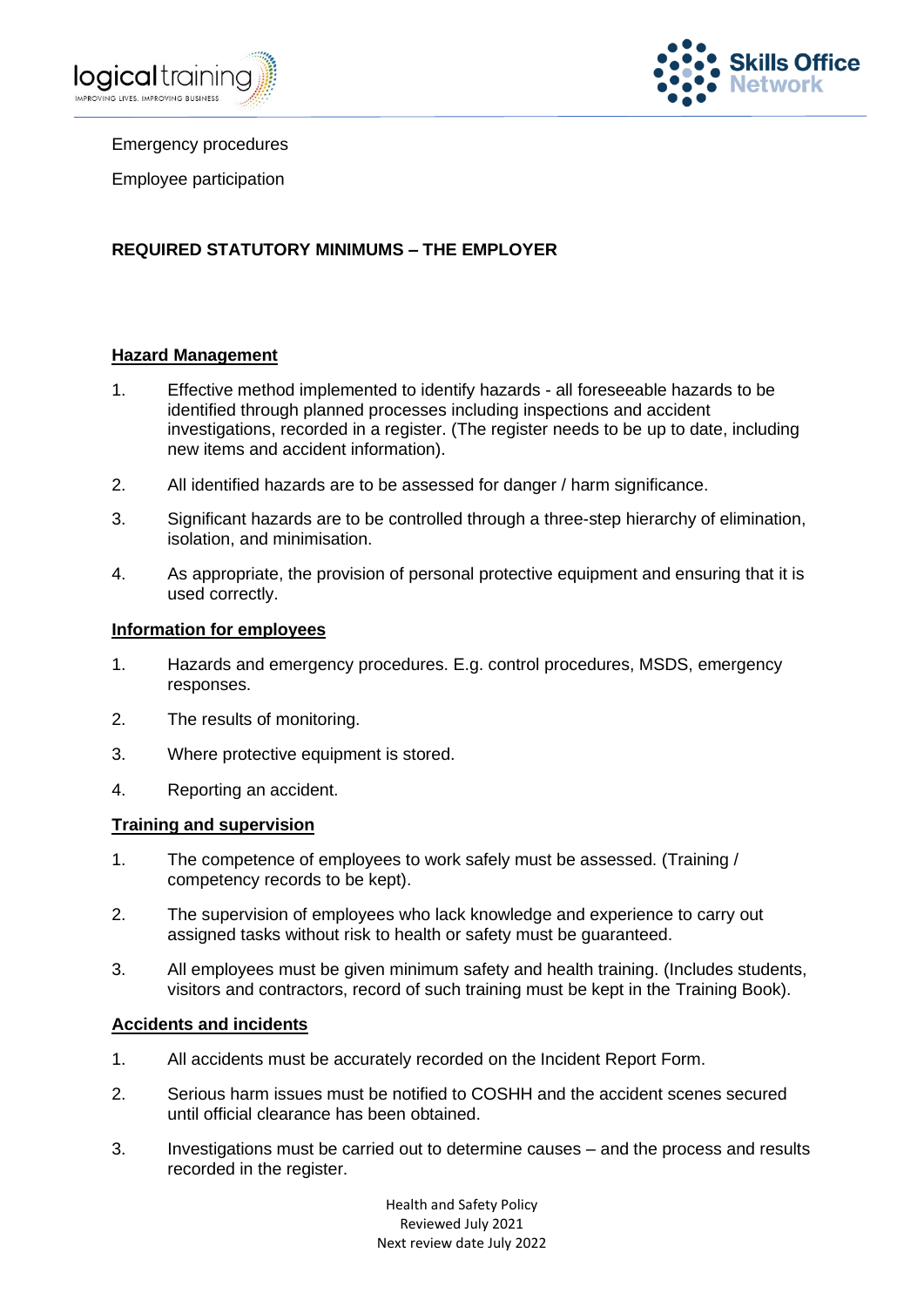Emergency procedures

Employee participation

**REQUIRED STATUTORY MINIMUMS – THE EMPLOYER**

**Hazard Management**

1. Effective method implemented to identify hazards - all foreseeable hazards to be identified through planned processes including inspections and accident investigations, recorded in a register. (The register needs to be up to date, including new items and accident information).
2. All identified hazards are to be assessed for danger / harm significance.
3. Significant hazards are to be controlled through a three-step hierarchy of elimination, isolation, and minimisation.
4. As appropriate, the provision of personal protective equipment and ensuring that it is used correctly.

**Information for employees**

1. Hazards and emergency procedures. E.g. control procedures, MSDS, emergency responses.
2. The results of monitoring.
3. Where protective equipment is stored.
4. Reporting an accident.

**Training and supervision**

1. The competence of employees to work safely must be assessed. (Training / competency records to be kept).
2. The supervision of employees who lack knowledge and experience to carry out assigned tasks without risk to health or safety must be guaranteed.
3. All employees must be given minimum safety and health training. (Includes students, visitors and contractors, record of such training must be kept in the Training Book).

**Accidents and incidents**

1. All accidents must be accurately recorded on the Incident Report Form.
2. Serious harm issues must be notified to COSHH and the accident scenes secured until official clearance has been obtained.
3. Investigations must be carried out to determine causes – and the process and results recorded in the register.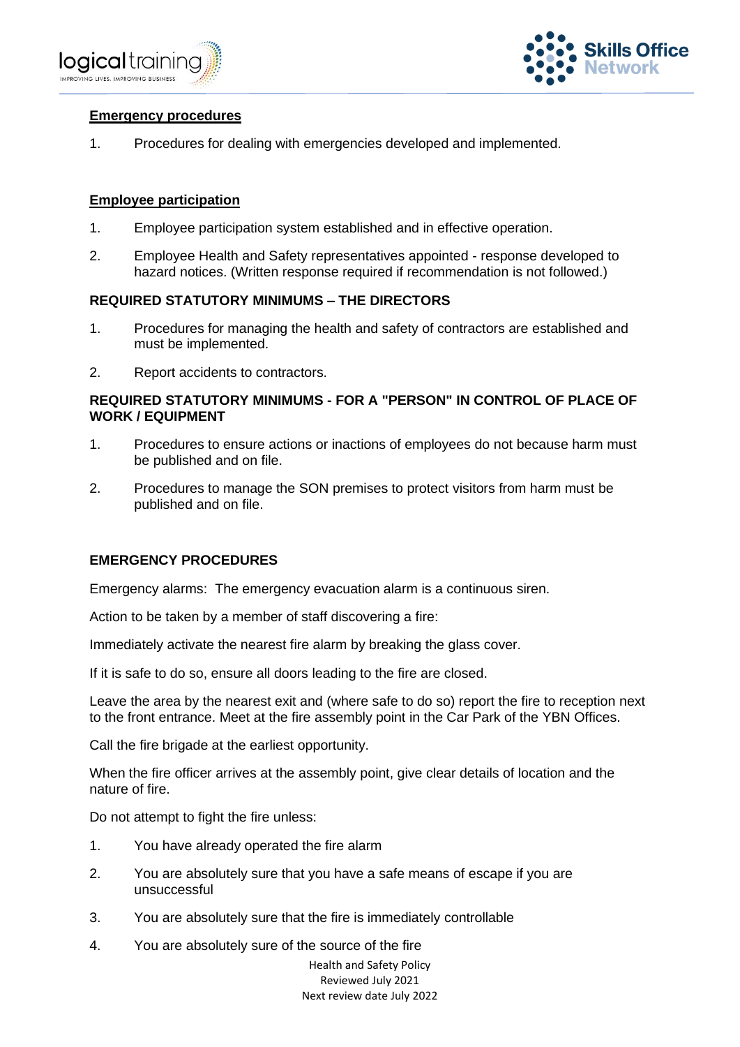**Emergency procedures**

1. Procedures for dealing with emergencies developed and implemented.

**Employee participation**

1. Employee participation system established and in effective operation.
2. Employee Health and Safety representatives appointed - response developed to hazard notices. (Written response required if recommendation is not followed.)

**REQUIRED STATUTORY MINIMUMS – THE DIRECTORS**

1. Procedures for managing the health and safety of contractors are established and must be implemented.
2. Report accidents to contractors.

**REQUIRED STATUTORY MINIMUMS - FOR A "PERSON" IN CONTROL OF PLACE OF WORK / EQUIPMENT**

1. Procedures to ensure actions or inactions of employees do not because harm must be published and on file.
2. Procedures to manage the SON premises to protect visitors from harm must be published and on file.

**EMERGENCY PROCEDURES**

Emergency alarms: The emergency evacuation alarm is a continuous siren.

Action to be taken by a member of staff discovering a fire:

Immediately activate the nearest fire alarm by breaking the glass cover.

If it is safe to do so, ensure all doors leading to the fire are closed.

Leave the area by the nearest exit and (where safe to do so) report the fire to reception next to the front entrance. Meet at the fire assembly point in the Car Park of the YBN Offices.

Call the fire brigade at the earliest opportunity.

When the fire officer arrives at the assembly point, give clear details of location and the nature of fire.

Do not attempt to fight the fire unless:

1. You have already operated the fire alarm
2. You are absolutely sure that you have a safe means of escape if you are unsuccessful
3. You are absolutely sure that the fire is immediately controllable
4. You are absolutely sure of the source of the fire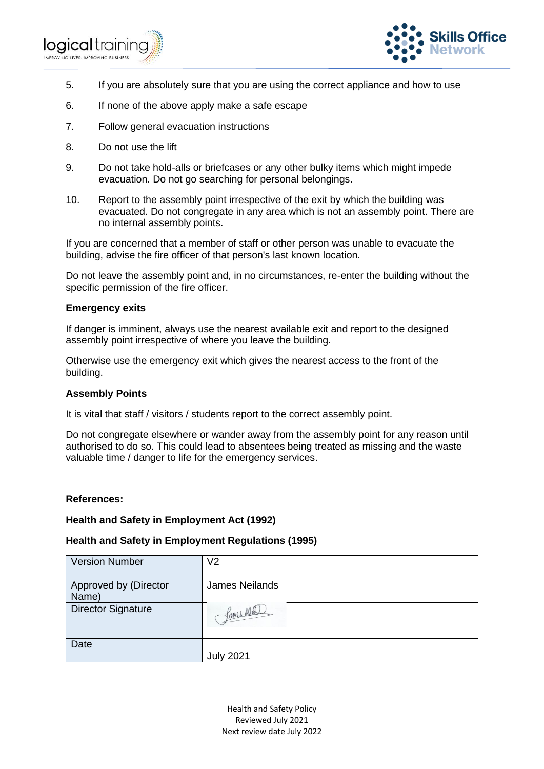5. If you are absolutely sure that you are using the correct appliance and how to use
6. If none of the above apply make a safe escape
7. Follow general evacuation instructions
8. Do not use the lift
9. Do not take hold-alls or briefcases or any other bulky items which might impede evacuation. Do not go searching for personal belongings.
10. Report to the assembly point irrespective of the exit by which the building was evacuated. Do not congregate in any area which is not an assembly point. There are no internal assembly points.

If you are concerned that a member of staff or other person was unable to evacuate the building, advise the fire officer of that person's last known location.

Do not leave the assembly point and, in no circumstances, re-enter the building without the specific permission of the fire officer.

**Emergency exits**

If danger is imminent, always use the nearest available exit and report to the designed assembly point irrespective of where you leave the building.

Otherwise use the emergency exit which gives the nearest access to the front of the building.

**Assembly Points**

It is vital that staff / visitors / students report to the correct assembly point.

Do not congregate elsewhere or wander away from the assembly point for any reason until authorised to do so. This could lead to absentees being treated as missing and the waste valuable time / danger to life for the emergency services.

**References:**

**Health and Safety in Employment Act (1992)**

**Health and Safety in Employment Regulations (1995)**

| | |
|---|---|
| Version Number | V2 |
| Approved by (Director Name) | James Neilands |
| Director Signature | |
| Date | July 2021 |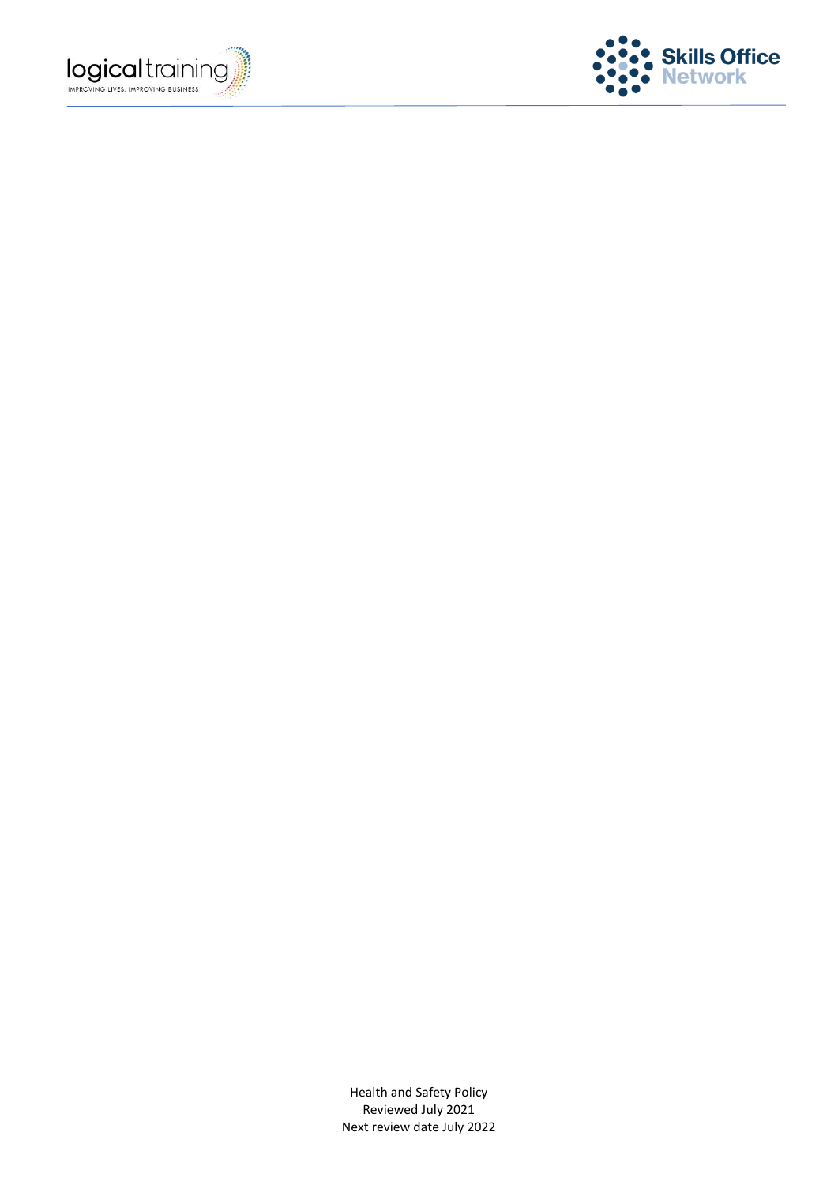Health and Safety Policy
Reviewed July 2021
Next review date July 2022